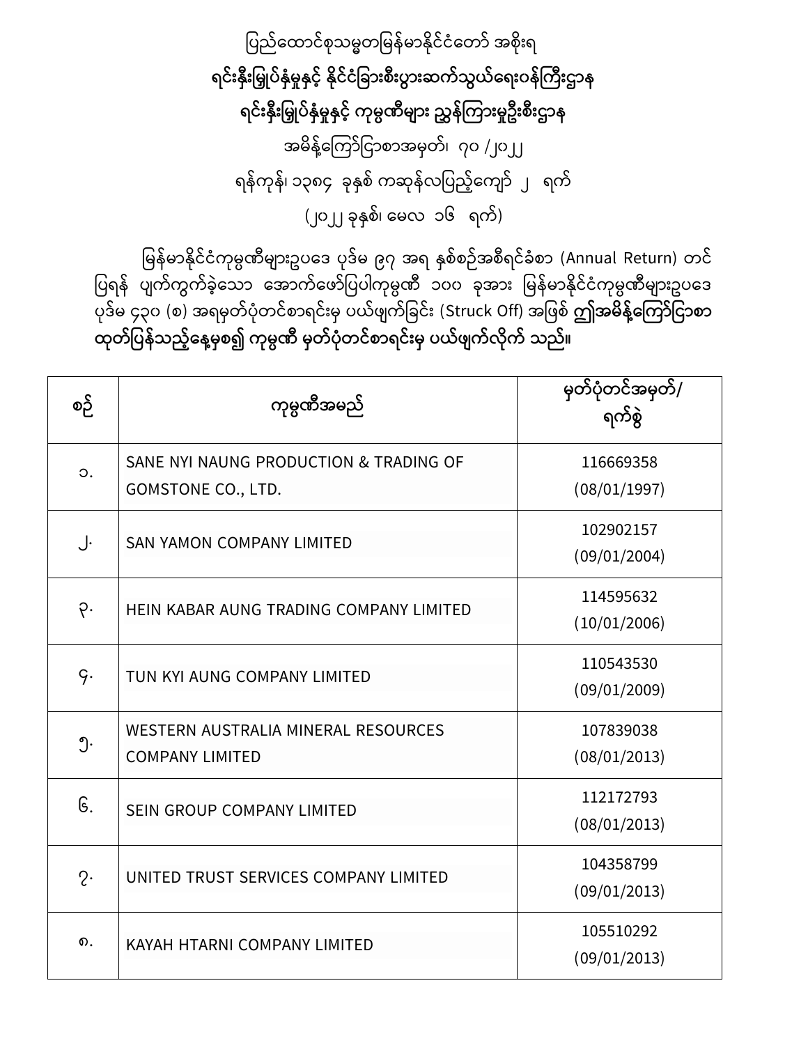ပြည်ထောင်စုသမ္မတမြန်မာနိုင်ငံတော် အစိုးရ

**ရင်းနှီးမြှုပ်နှံမှုနှင့် နိုင်ငံခြားစီးပွားဆက်သွယ်ရေးဝန်ကြီးဌာန**

**ရင်းနှီးမြှုပ်နှံမှုနှင့် ကုမ္ပဏီများ ညွှန်ကြားမှုဦးစီးဌာန**

အမိန့်ကြော်ငြာစာအမှတ်၊ ၇၀ /၂၀၂၂

ရန်ကုန်၊ ၁၃၈၄ ခုနှစ် ကဆုန်လပြည့်ကျော် ၂ ရက်

(၂၀၂၂ ခုနှစ်၊ မေလ ၁၆ ရက်)

မြန်မာနိုင်ငံကုမ္ပဏီများဥပဒေ ပုဒ်မ ၉၇ အရ နှစ်စဉ်အစီရင်ခံစာ (Annual Return) တင်ပြရန် ပျက်ကွက်ခဲ့သော အောက်ဖော်ပြပါကုမ္ပဏီ ၁၀၀ ခုအား မြန်မာနိုင်ငံကုမ္ပဏီများဥပဒေ ပုဒ်မ ၄၃၀ (စ) အရမှတ်ပုံတင်စာရင်းမှ ပယ်ဖျက်ခြင်း (Struck Off) အဖြစ် **ဤအမိန့်ကြော်ငြာစာ ထုတ်ပြန်သည့်နေ့မှစ၍ ကုမ္ပဏီ မှတ်ပုံတင်စာရင်းမှ ပယ်ဖျက်လိုက် သည်။**

| စဉ် | ကုမ္ပဏီအမည် | မှတ်ပုံတင်အမှတ်/ ရက်စွဲ |
|---|---|---|
| ၁. | SANE NYI NAUNG PRODUCTION & TRADING OF GOMSTONE CO., LTD. | 116669358 (08/01/1997) |
| ၂. | SAN YAMON COMPANY LIMITED | 102902157 (09/01/2004) |
| ၃. | HEIN KABAR AUNG TRADING COMPANY LIMITED | 114595632 (10/01/2006) |
| ၄. | TUN KYI AUNG COMPANY LIMITED | 110543530 (09/01/2009) |
| ၅. | WESTERN AUSTRALIA MINERAL RESOURCES COMPANY LIMITED | 107839038 (08/01/2013) |
| ၆. | SEIN GROUP COMPANY LIMITED | 112172793 (08/01/2013) |
| ၇. | UNITED TRUST SERVICES COMPANY LIMITED | 104358799 (09/01/2013) |
| ၈. | KAYAH HTARNI COMPANY LIMITED | 105510292 (09/01/2013) |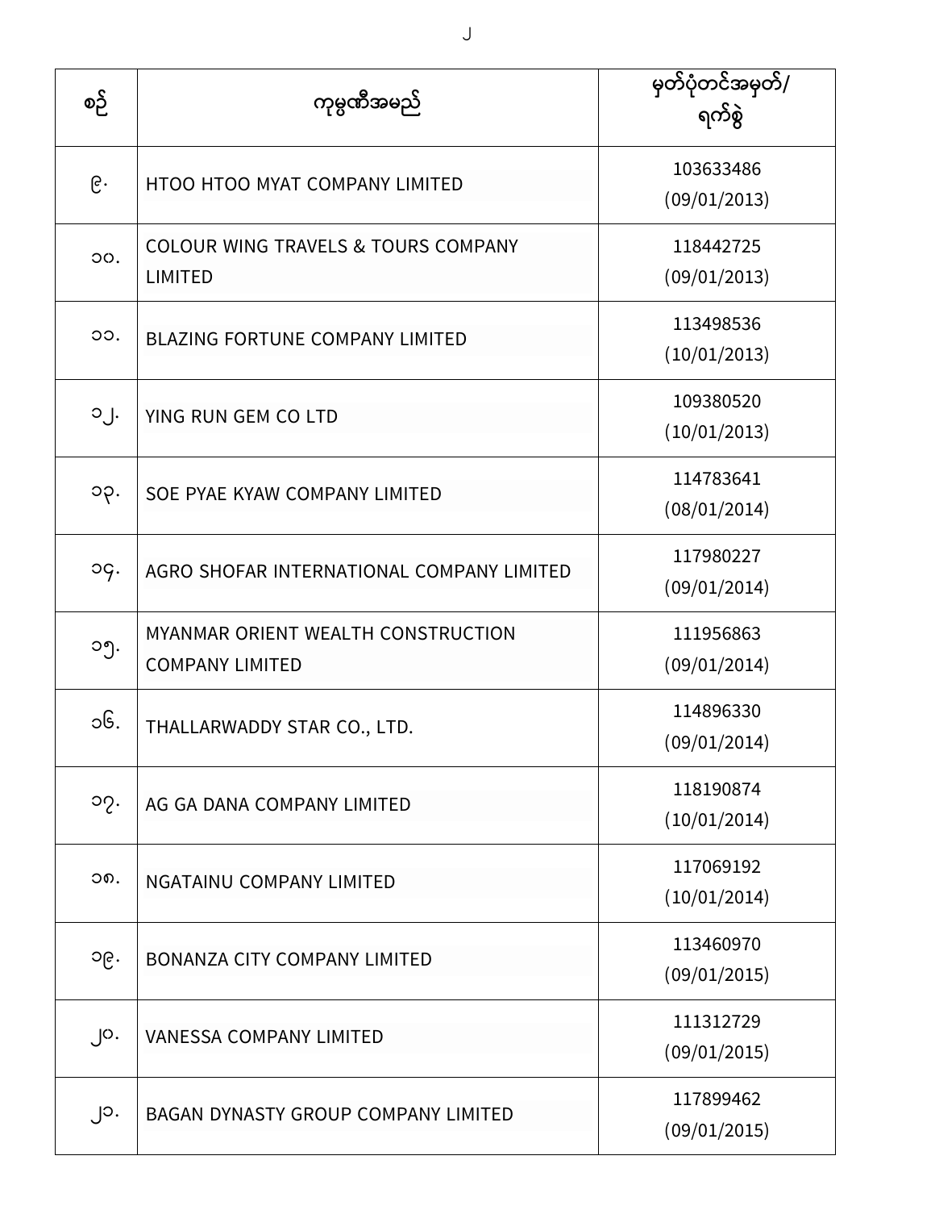| စဉ် | ကုမ္ပဏီအမည် | မှတ်ပုံတင်အမှတ်/ ရက်စွဲ |
| --- | --- | --- |
| ၉. | HTOO HTOO MYAT COMPANY LIMITED | 103633486 (09/01/2013) |
| ၁၀. | COLOUR WING TRAVELS & TOURS COMPANY LIMITED | 118442725 (09/01/2013) |
| ၁၁. | BLAZING FORTUNE COMPANY LIMITED | 113498536 (10/01/2013) |
| ၁၂. | YING RUN GEM CO LTD | 109380520 (10/01/2013) |
| ၁၃. | SOE PYAE KYAW COMPANY LIMITED | 114783641 (08/01/2014) |
| ၁၄. | AGRO SHOFAR INTERNATIONAL COMPANY LIMITED | 117980227 (09/01/2014) |
| ၁၅. | MYANMAR ORIENT WEALTH CONSTRUCTION COMPANY LIMITED | 111956863 (09/01/2014) |
| ၁၆. | THALLARWADDY STAR CO., LTD. | 114896330 (09/01/2014) |
| ၁၇. | AG GA DANA COMPANY LIMITED | 118190874 (10/01/2014) |
| ၁၈. | NGATAINU COMPANY LIMITED | 117069192 (10/01/2014) |
| ၁၉. | BONANZA CITY COMPANY LIMITED | 113460970 (09/01/2015) |
| ၂၀. | VANESSA COMPANY LIMITED | 111312729 (09/01/2015) |
| ၂၁. | BAGAN DYNASTY GROUP COMPANY LIMITED | 117899462 (09/01/2015) |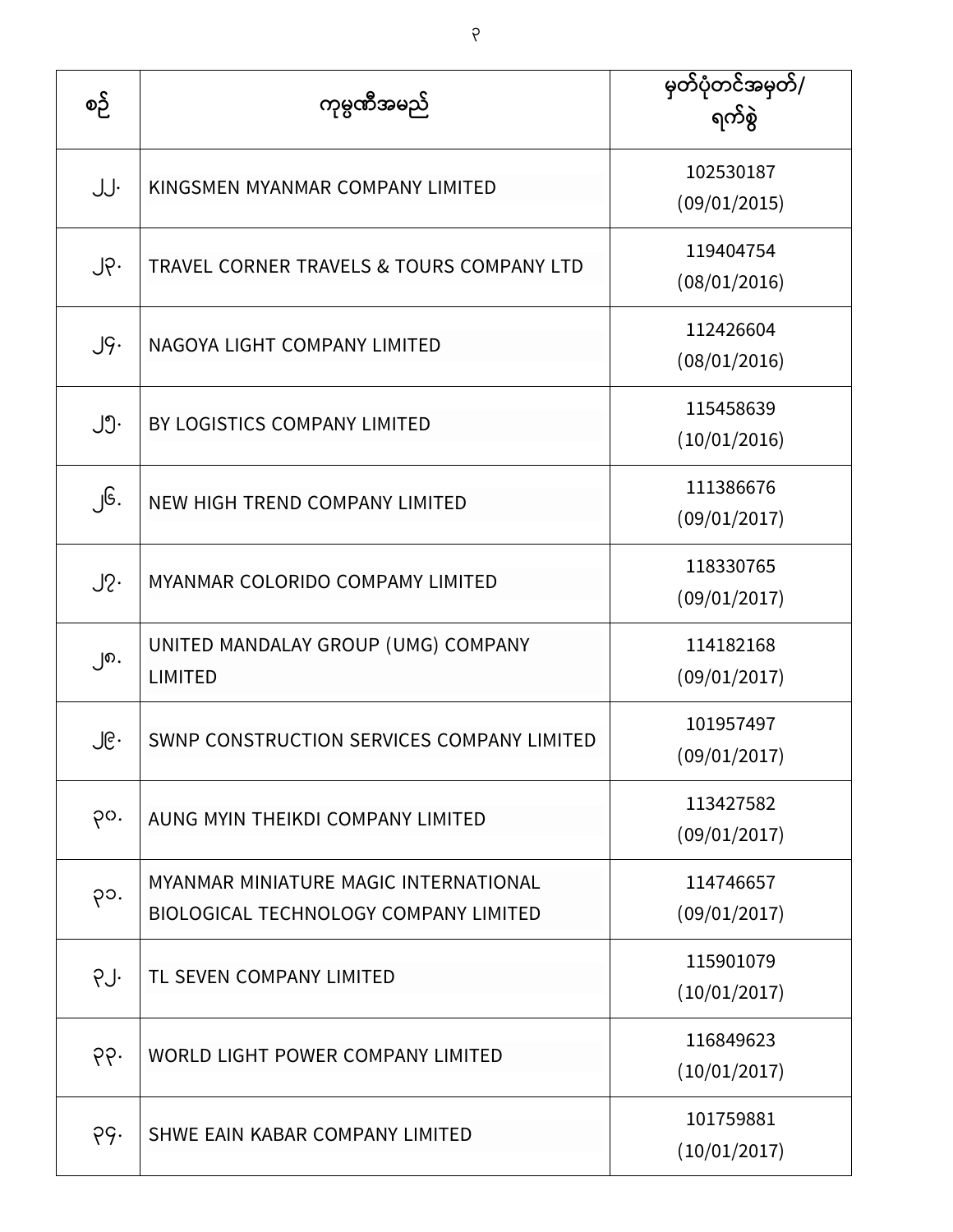| စဉ် | ကုမ္ပဏီအမည် | မှတ်ပုံတင်အမှတ်/ ရက်စွဲ |
|---|---|---|
| ၂၂. | KINGSMEN MYANMAR COMPANY LIMITED | 102530187 (09/01/2015) |
| ၂၃. | TRAVEL CORNER TRAVELS & TOURS COMPANY LTD | 119404754 (08/01/2016) |
| ၂၄. | NAGOYA LIGHT COMPANY LIMITED | 112426604 (08/01/2016) |
| ၂၅. | BY LOGISTICS COMPANY LIMITED | 115458639 (10/01/2016) |
| ၂၆. | NEW HIGH TREND COMPANY LIMITED | 111386676 (09/01/2017) |
| ၂၇. | MYANMAR COLORIDO COMPAMY LIMITED | 118330765 (09/01/2017) |
| ၂၈. | UNITED MANDALAY GROUP (UMG) COMPANY LIMITED | 114182168 (09/01/2017) |
| ၂၉. | SWNP CONSTRUCTION SERVICES COMPANY LIMITED | 101957497 (09/01/2017) |
| ၃၀. | AUNG MYIN THEIKDI COMPANY LIMITED | 113427582 (09/01/2017) |
| ၃၁. | MYANMAR MINIATURE MAGIC INTERNATIONAL BIOLOGICAL TECHNOLOGY COMPANY LIMITED | 114746657 (09/01/2017) |
| ၃၂. | TL SEVEN COMPANY LIMITED | 115901079 (10/01/2017) |
| ၃၃. | WORLD LIGHT POWER COMPANY LIMITED | 116849623 (10/01/2017) |
| ၃၄. | SHWE EAIN KABAR COMPANY LIMITED | 101759881 (10/01/2017) |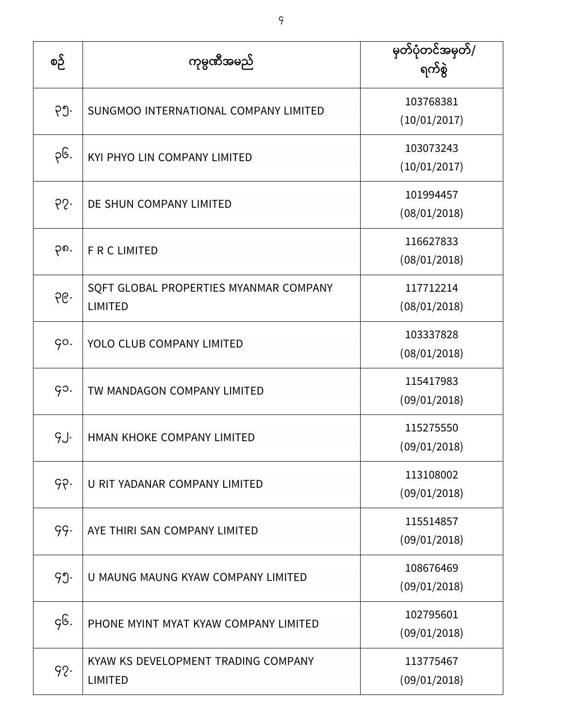| စဉ် | ကုမ္ပဏီအမည် | မှတ်ပုံတင်အမှတ်/ ရက်စွဲ |
|---|---|---|
| ၃၅. | SUNGMOO INTERNATIONAL COMPANY LIMITED | 103768381 (10/01/2017) |
| ၃၆. | KYI PHYO LIN COMPANY LIMITED | 103073243 (10/01/2017) |
| ၃၇. | DE SHUN COMPANY LIMITED | 101994457 (08/01/2018) |
| ၃၈. | F R C LIMITED | 116627833 (08/01/2018) |
| ၃၉. | SQFT GLOBAL PROPERTIES MYANMAR COMPANY LIMITED | 117712214 (08/01/2018) |
| ၄၀. | YOLO CLUB COMPANY LIMITED | 103337828 (08/01/2018) |
| ၄၁. | TW MANDAGON COMPANY LIMITED | 115417983 (09/01/2018) |
| ၄၂. | HMAN KHOKE COMPANY LIMITED | 115275550 (09/01/2018) |
| ၄၃. | U RIT YADANAR COMPANY LIMITED | 113108002 (09/01/2018) |
| ၄၄. | AYE THIRI SAN COMPANY LIMITED | 115514857 (09/01/2018) |
| ၄၅. | U MAUNG MAUNG KYAW COMPANY LIMITED | 108676469 (09/01/2018) |
| ၄၆. | PHONE MYINT MYAT KYAW COMPANY LIMITED | 102795601 (09/01/2018) |
| ၄၇. | KYAW KS DEVELOPMENT TRADING COMPANY LIMITED | 113775467 (09/01/2018) |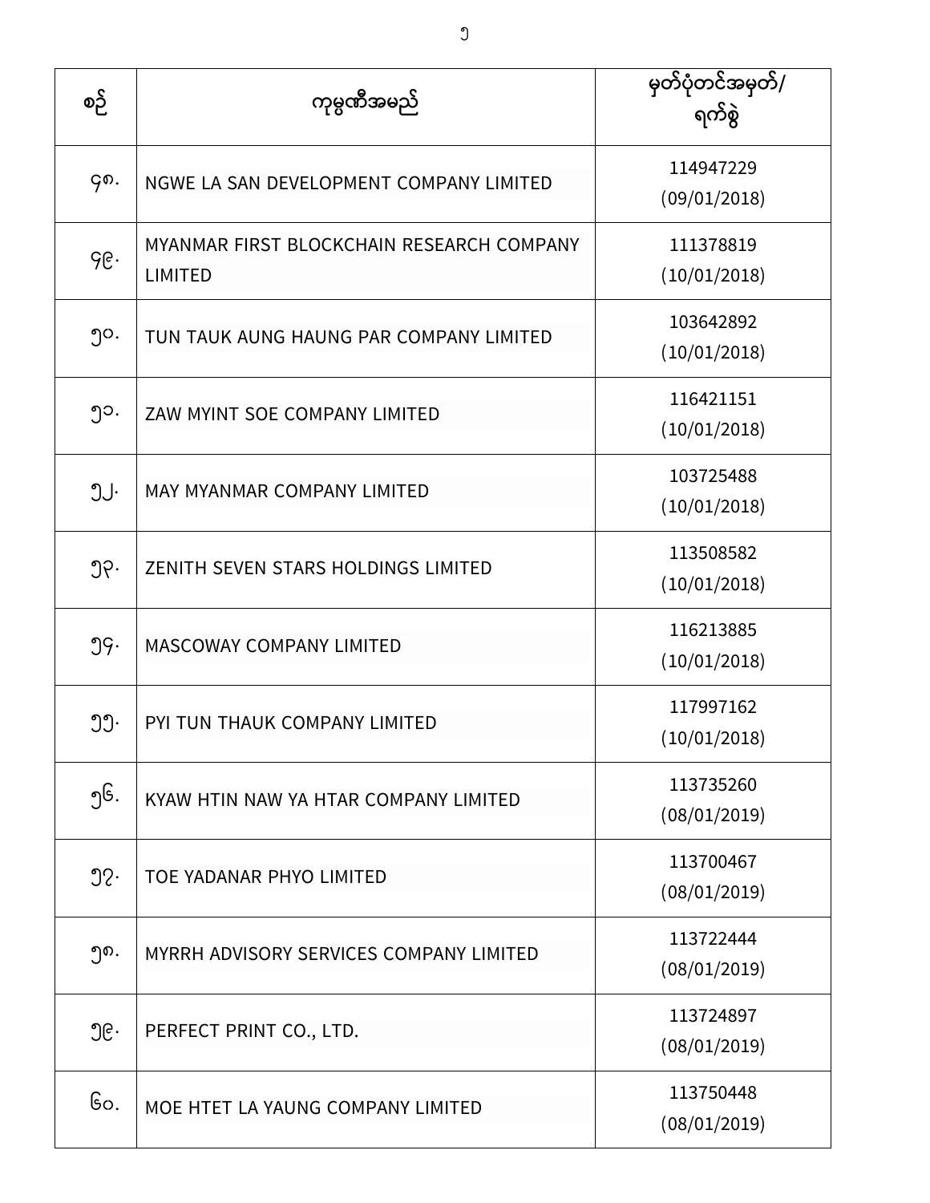| စဉ် | ကုမ္ပဏီအမည် | မှတ်ပုံတင်အမှတ်/ ရက်စွဲ |
|---|---|---|
| ၄၈. | NGWE LA SAN DEVELOPMENT COMPANY LIMITED | 114947229 (09/01/2018) |
| ၄၉. | MYANMAR FIRST BLOCKCHAIN RESEARCH COMPANY LIMITED | 111378819 (10/01/2018) |
| ၅၀. | TUN TAUK AUNG HAUNG PAR COMPANY LIMITED | 103642892 (10/01/2018) |
| ၅၁. | ZAW MYINT SOE COMPANY LIMITED | 116421151 (10/01/2018) |
| ၅၂. | MAY MYANMAR COMPANY LIMITED | 103725488 (10/01/2018) |
| ၅၃. | ZENITH SEVEN STARS HOLDINGS LIMITED | 113508582 (10/01/2018) |
| ၅၄. | MASCOWAY COMPANY LIMITED | 116213885 (10/01/2018) |
| ၅၅. | PYI TUN THAUK COMPANY LIMITED | 117997162 (10/01/2018) |
| ၅၆. | KYAW HTIN NAW YA HTAR COMPANY LIMITED | 113735260 (08/01/2019) |
| ၅၇. | TOE YADANAR PHYO LIMITED | 113700467 (08/01/2019) |
| ၅၈. | MYRRH ADVISORY SERVICES COMPANY LIMITED | 113722444 (08/01/2019) |
| ၅၉. | PERFECT PRINT CO., LTD. | 113724897 (08/01/2019) |
| ၆၀. | MOE HTET LA YAUNG COMPANY LIMITED | 113750448 (08/01/2019) |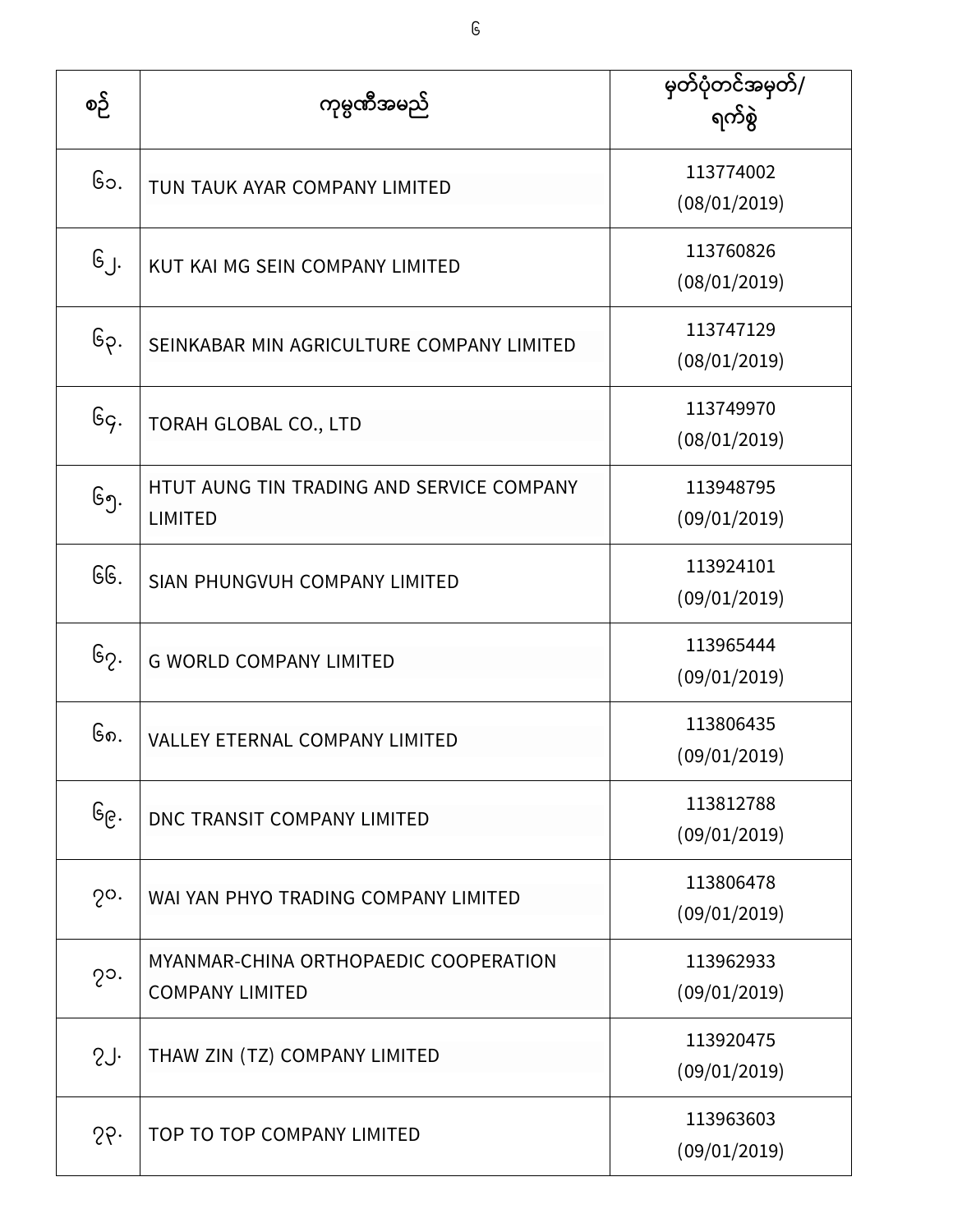| စဉ် | ကုမ္ပဏီအမည် | မှတ်ပုံတင်အမှတ်/ ရက်စွဲ |
|---|---|---|
| ၆၁. | TUN TAUK AYAR COMPANY LIMITED | 113774002 (08/01/2019) |
| ၆၂. | KUT KAI MG SEIN COMPANY LIMITED | 113760826 (08/01/2019) |
| ၆၃. | SEINKABAR MIN AGRICULTURE COMPANY LIMITED | 113747129 (08/01/2019) |
| ၆၄. | TORAH GLOBAL CO., LTD | 113749970 (08/01/2019) |
| ၆၅. | HTUT AUNG TIN TRADING AND SERVICE COMPANY LIMITED | 113948795 (09/01/2019) |
| ၆၆. | SIAN PHUNGVUH COMPANY LIMITED | 113924101 (09/01/2019) |
| ၆၇. | G WORLD COMPANY LIMITED | 113965444 (09/01/2019) |
| ၆၈. | VALLEY ETERNAL COMPANY LIMITED | 113806435 (09/01/2019) |
| ၆၉. | DNC TRANSIT COMPANY LIMITED | 113812788 (09/01/2019) |
| ၇၀. | WAI YAN PHYO TRADING COMPANY LIMITED | 113806478 (09/01/2019) |
| ၇၁. | MYANMAR-CHINA ORTHOPAEDIC COOPERATION COMPANY LIMITED | 113962933 (09/01/2019) |
| ၇၂. | THAW ZIN (TZ) COMPANY LIMITED | 113920475 (09/01/2019) |
| ၇၃. | TOP TO TOP COMPANY LIMITED | 113963603 (09/01/2019) |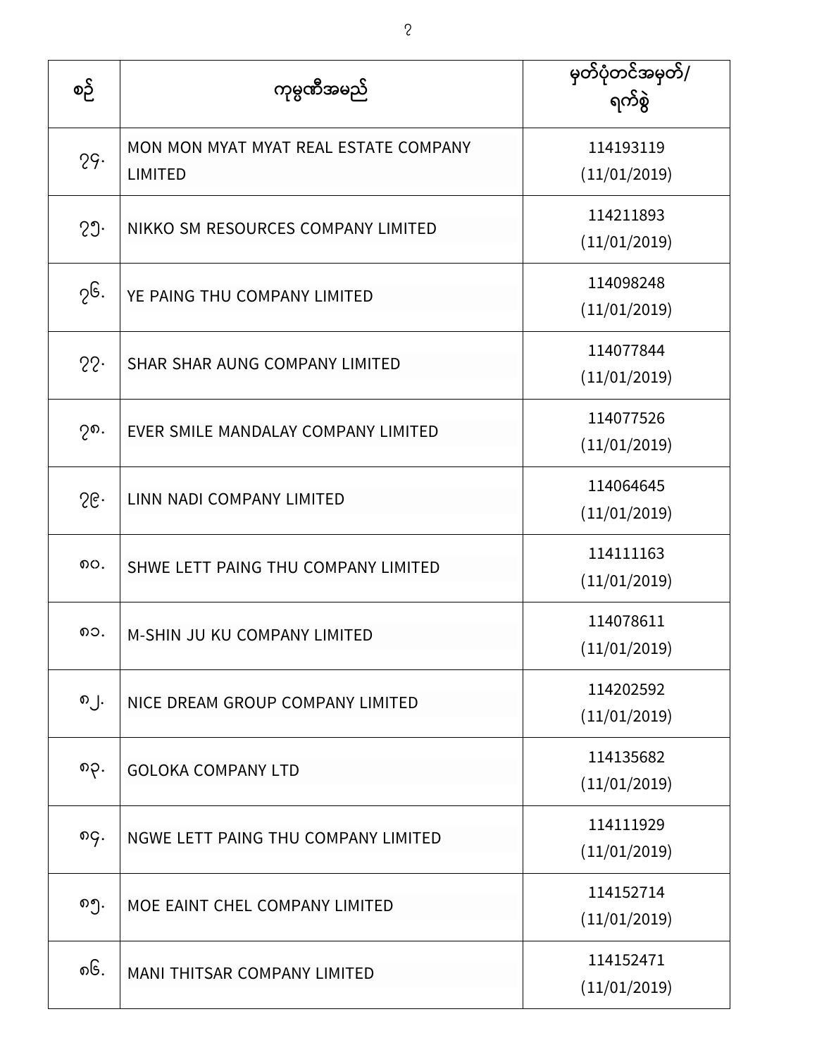| စဉ် | ကုမ္ပဏီအမည် | မှတ်ပုံတင်အမှတ်/ ရက်စွဲ |
| --- | --- | --- |
| ၇၄. | MON MON MYAT MYAT REAL ESTATE COMPANY LIMITED | 114193119 (11/01/2019) |
| ၇၅. | NIKKO SM RESOURCES COMPANY LIMITED | 114211893 (11/01/2019) |
| ၇၆. | YE PAING THU COMPANY LIMITED | 114098248 (11/01/2019) |
| ၇၇. | SHAR SHAR AUNG COMPANY LIMITED | 114077844 (11/01/2019) |
| ၇၈. | EVER SMILE MANDALAY COMPANY LIMITED | 114077526 (11/01/2019) |
| ၇၉. | LINN NADI COMPANY LIMITED | 114064645 (11/01/2019) |
| ၈၀. | SHWE LETT PAING THU COMPANY LIMITED | 114111163 (11/01/2019) |
| ၈၁. | M-SHIN JU KU COMPANY LIMITED | 114078611 (11/01/2019) |
| ၈၂. | NICE DREAM GROUP COMPANY LIMITED | 114202592 (11/01/2019) |
| ၈၃. | GOLOKA COMPANY LTD | 114135682 (11/01/2019) |
| ၈၄. | NGWE LETT PAING THU COMPANY LIMITED | 114111929 (11/01/2019) |
| ၈၅. | MOE EAINT CHEL COMPANY LIMITED | 114152714 (11/01/2019) |
| ၈၆. | MANI THITSAR COMPANY LIMITED | 114152471 (11/01/2019) |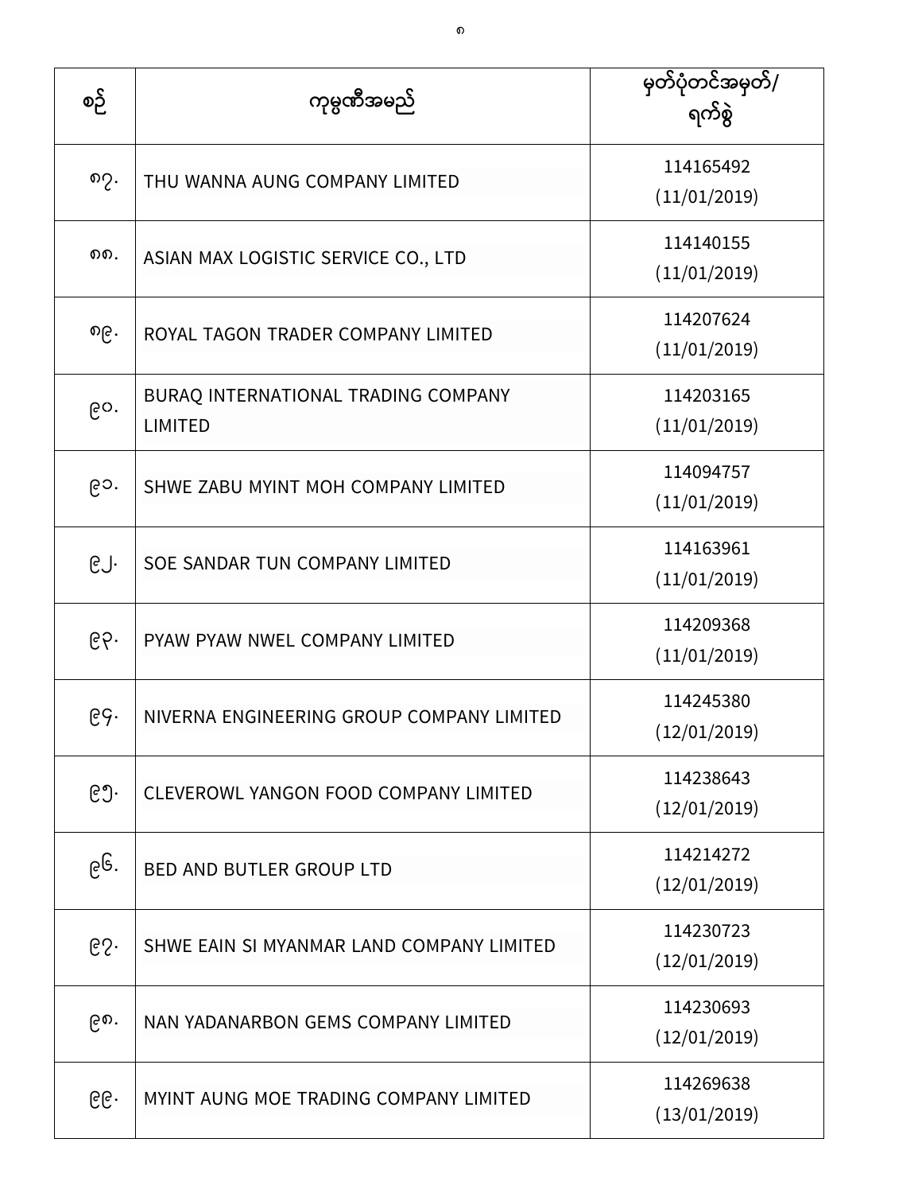| စဉ် | ကုမ္ပဏီအမည် | မှတ်ပုံတင်အမှတ်/ ရက်စွဲ |
| --- | --- | --- |
| ၈၇. | THU WANNA AUNG COMPANY LIMITED | 114165492 (11/01/2019) |
| ၈၈. | ASIAN MAX LOGISTIC SERVICE CO., LTD | 114140155 (11/01/2019) |
| ၈၉. | ROYAL TAGON TRADER COMPANY LIMITED | 114207624 (11/01/2019) |
| ၉၀. | BURAQ INTERNATIONAL TRADING COMPANY LIMITED | 114203165 (11/01/2019) |
| ၉၁. | SHWE ZABU MYINT MOH COMPANY LIMITED | 114094757 (11/01/2019) |
| ၉၂. | SOE SANDAR TUN COMPANY LIMITED | 114163961 (11/01/2019) |
| ၉၃. | PYAW PYAW NWEL COMPANY LIMITED | 114209368 (11/01/2019) |
| ၉၄. | NIVERNA ENGINEERING GROUP COMPANY LIMITED | 114245380 (12/01/2019) |
| ၉၅. | CLEVEROWL YANGON FOOD COMPANY LIMITED | 114238643 (12/01/2019) |
| ၉၆. | BED AND BUTLER GROUP LTD | 114214272 (12/01/2019) |
| ၉၇. | SHWE EAIN SI MYANMAR LAND COMPANY LIMITED | 114230723 (12/01/2019) |
| ၉၈. | NAN YADANARBON GEMS COMPANY LIMITED | 114230693 (12/01/2019) |
| ၉၉. | MYINT AUNG MOE TRADING COMPANY LIMITED | 114269638 (13/01/2019) |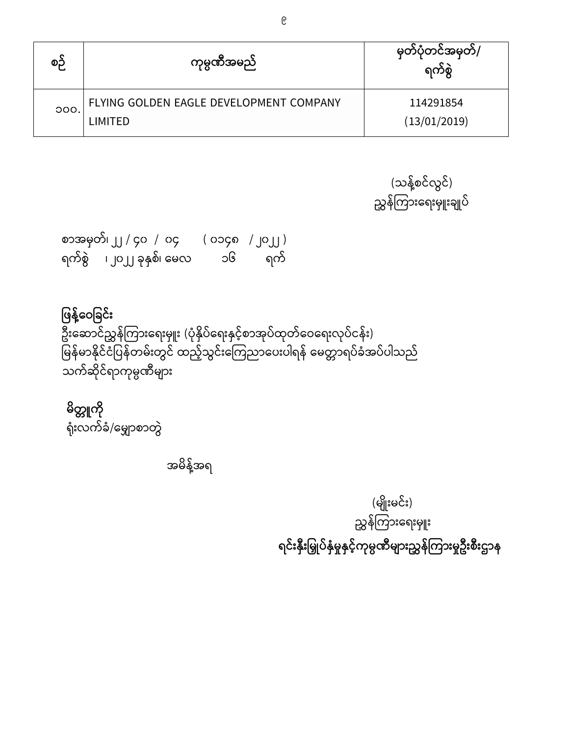| စဉ် | ကုမ္ပဏီအမည် | မှတ်ပုံတင်အမှတ်/ ရက်စွဲ |
|---|---|---|
| ၁၀၀. | FLYING GOLDEN EAGLE DEVELOPMENT COMPANY LIMITED | 114291854 (13/01/2019) |

(သန့်စင်လွင်)
ညွှန်ကြားရေးမှူးချုပ်

စာအမှတ်၊ ၂၂ / ၄၀ / ၀၄ ( ၀၁၄၈ / ၂၀၂၂ )
ရက်စွဲ ၊ ၂၀၂၂ ခုနှစ်၊ မေလ ၁၆ ရက်

**ဖြန့်ဝေခြင်း**
ဦးဆောင်ညွှန်ကြားရေးမှူး (ပုံနှိပ်ရေးနှင့်စာအုပ်ထုတ်ဝေရေးလုပ်ငန်း)
မြန်မာနိုင်ငံပြန်တမ်းတွင် ထည့်သွင်းကြေညာပေးပါရန် မေတ္တာရပ်ခံအပ်ပါသည်
သက်ဆိုင်ရာကုမ္ပဏီများ

**မိတ္တူကို**
ရုံးလက်ခံ/မျှောစာတွဲ

အမိန့်အရ

(မျိုးမင်း)
ညွှန်ကြားရေးမှူး
**ရင်းနှီးမြှုပ်နှံမှုနှင့်ကုမ္ပဏီများညွှန်ကြားမှုဦးစီးဌာန**